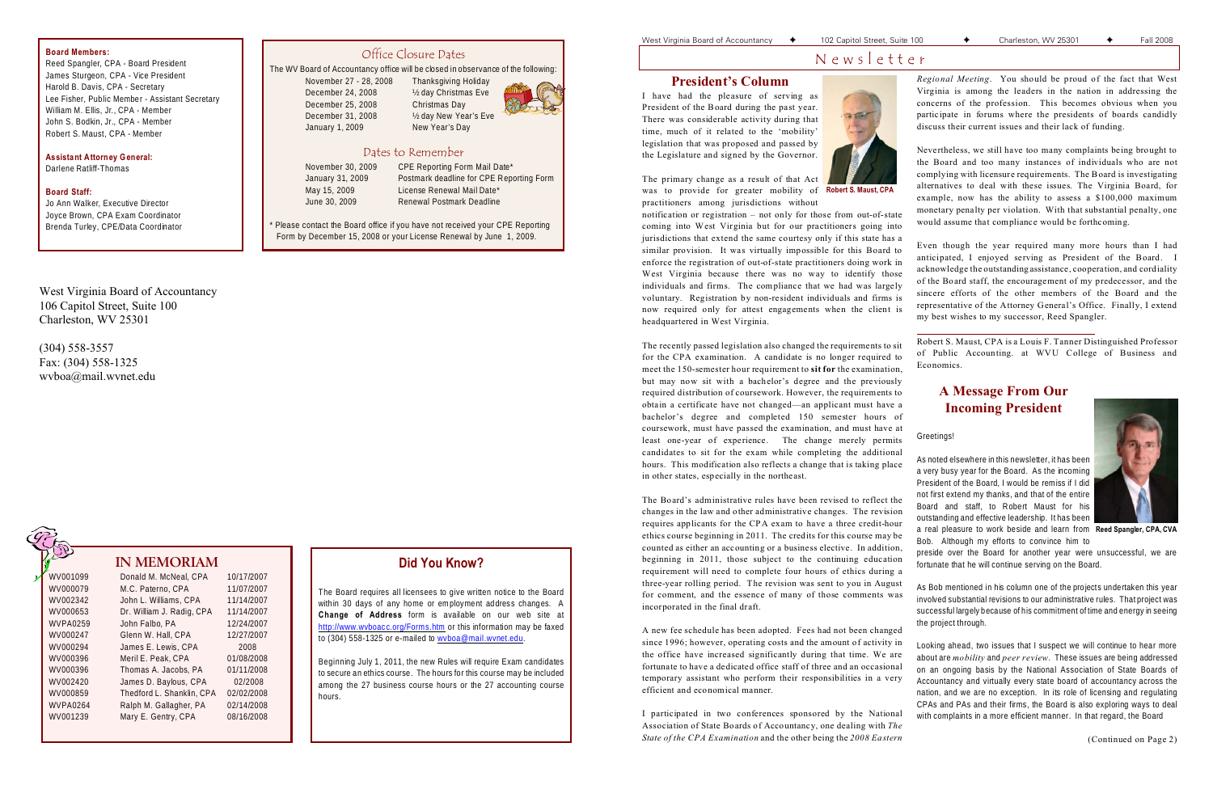**Board Members:**

Reed Spangler, CPA - Board President
James Sturgeon, CPA - Vice President
Harold B. Davis, CPA - Secretary
Lee Fisher, Public Member - Assistant Secretary
William M. Ellis, Jr., CPA - Member
John S. Bodkin, Jr., CPA - Member
Robert S. Maust, CPA - Member

**Assistant Attorney General:**
Darlene Ratliff-Thomas

**Board Staff:**
Jo Ann Walker, Executive Director
Joyce Brown, CPA Exam Coordinator
Brenda Turley, CPE/Data Coordinator

## Office Closure Dates

The WV Board of Accountancy office will be closed in observance of the following:

| Date | Observance |
|---|---|
| November 27 - 28, 2008 | Thanksgiving Holiday |
| December 24, 2008 | ½ day Christmas Eve |
| December 25, 2008 | Christmas Day |
| December 31, 2008 | ½ day New Year's Eve |
| January 1, 2009 | New Year's Day |

## Dates to Remember

| Date | Event |
|---|---|
| November 30, 2009 | CPE Reporting Form Mail Date* |
| January 31, 2009 | Postmark deadline for CPE Reporting Form |
| May 15, 2009 | License Renewal Mail Date* |
| June 30, 2009 | Renewal Postmark Deadline |

\* Please contact the Board office if you have not received your CPE Reporting Form by December 15, 2008 or your License Renewal by June 1, 2009.

West Virginia Board of Accountancy
106 Capitol Street, Suite 100
Charleston, WV 25301

(304) 558-3557
Fax: (304) 558-1325
wvboa@mail.wvnet.edu

## IN MEMORIAM

| License | Name | Date |
|---|---|---|
| WV001099 | Donald M. McNeal, CPA | 10/17/2007 |
| WV000079 | M.C. Paterno, CPA | 11/07/2007 |
| WV002342 | John L. Williams, CPA | 11/14/2007 |
| WV000653 | Dr. William J. Radig, CPA | 11/14/2007 |
| WVPA0259 | John Falbo, PA | 12/24/2007 |
| WV000247 | Glenn W. Hall, CPA | 12/27/2007 |
| WV000294 | James E. Lewis, CPA | 2008 |
| WV000396 | Meril E. Peak, CPA | 01/08/2008 |
| WV000396 | Thomas A. Jacobs, PA | 01/11/2008 |
| WV002420 | James D. Baylous, CPA | 02/2008 |
| WV000859 | Thedford L. Shanklin, CPA | 02/02/2008 |
| WVPA0264 | Ralph M. Gallagher, PA | 02/14/2008 |
| WV001239 | Mary E. Gentry, CPA | 08/16/2008 |

## Did You Know?

The Board requires all licensees to give written notice to the Board within 30 days of any home or employment address changes. A **Change of Address** form is available on our web site at http://www.wvboacc.org/Forms.htm or this information may be faxed to (304) 558-1325 or e-mailed to wvboa@mail.wvnet.edu.

Beginning July 1, 2011, the new Rules will require Exam candidates to secure an ethics course. The hours for this course may be included among the 27 business course hours or the 27 accounting course hours.

# Newsletter

## President's Column

I have had the pleasure of serving as President of the Board during the past year. There was considerable activity during that time, much of it related to the 'mobility' legislation that was proposed and passed by the Legislature and signed by the Governor.

Robert S. Maust, CPA

The primary change as a result of that Act was to provide for greater mobility of practitioners among jurisdictions without notification or registration – not only for those from out-of-state coming into West Virginia but for our practitioners going into jurisdictions that extend the same courtesy only if this state has a similar provision. It was virtually impossible for this Board to enforce the registration of out-of-state practitioners doing work in West Virginia because there was no way to identify those individuals and firms. The compliance that we had was largely voluntary. Registration by non-resident individuals and firms is now required only for attest engagements when the client is headquartered in West Virginia.

The recently passed legislation also changed the requirements to sit for the CPA examination. A candidate is no longer required to meet the 150-semester hour requirement to **sit for** the examination, but may now sit with a bachelor's degree and the previously required distribution of coursework. However, the requirements to obtain a certificate have not changed—an applicant must have a bachelor's degree and completed 150 semester hours of coursework, must have passed the examination, and must have at least one-year of experience. The change merely permits candidates to sit for the exam while completing the additional hours. This modification also reflects a change that is taking place in other states, especially in the northeast.

The Board's administrative rules have been revised to reflect the changes in the law and other administrative changes. The revision requires applicants for the CPA exam to have a three credit-hour ethics course beginning in 2011. The credits for this course may be counted as either an accounting or a business elective. In addition, beginning in 2011, those subject to the continuing education requirement will need to complete four hours of ethics during a three-year rolling period. The revision was sent to you in August for comment, and the essence of many of those comments was incorporated in the final draft.

A new fee schedule has been adopted. Fees had not been changed since 1996; however, operating costs and the amount of activity in the office have increased significantly during that time. We are fortunate to have a dedicated office staff of three and an occasional temporary assistant who perform their responsibilities in a very efficient and economical manner.

I participated in two conferences sponsored by the National Association of State Boards of Accountancy, one dealing with *The State of the CPA Examination* and the other being the *2008 Eastern Regional Meeting*. You should be proud of the fact that West Virginia is among the leaders in the nation in addressing the concerns of the profession. This becomes obvious when you participate in forums where the presidents of boards candidly discuss their current issues and their lack of funding.

Nevertheless, we still have too many complaints being brought to the Board and too many instances of individuals who are not complying with licensure requirements. The Board is investigating alternatives to deal with these issues. The Virginia Board, for example, now has the ability to assess a $100,000 maximum monetary penalty per violation. With that substantial penalty, one would assume that compliance would be forthcoming.

Even though the year required many more hours than I had anticipated, I enjoyed serving as President of the Board. I acknowledge the outstanding assistance, cooperation, and cordiality of the Board staff, the encouragement of my predecessor, and the sincere efforts of the other members of the Board and the representative of the Attorney General's Office. Finally, I extend my best wishes to my successor, Reed Spangler.

---

Robert S. Maust, CPA is a Louis F. Tanner Distinguished Professor of Public Accounting. at WVU College of Business and Economics.

## A Message From Our Incoming President

Greetings!

Reed Spangler, CPA, CVA

As noted elsewhere in this newsletter, it has been a very busy year for the Board. As the incoming President of the Board, I would be remiss if I did not first extend my thanks, and that of the entire Board and staff, to Robert Maust for his outstanding and effective leadership. It has been a real pleasure to work beside and learn from Bob. Although my efforts to convince him to preside over the Board for another year were unsuccessful, we are fortunate that he will continue serving on the Board.

As Bob mentioned in his column one of the projects undertaken this year involved substantial revisions to our administrative rules. That project was successful largely because of his commitment of time and energy in seeing the project through.

Looking ahead, two issues that I suspect we will continue to hear more about are *mobility* and *peer review*. These issues are being addressed on an ongoing basis by the National Association of State Boards of Accountancy and virtually every state board of accountancy across the nation, and we are no exception. In its role of licensing and regulating CPAs and PAs and their firms, the Board is also exploring ways to deal with complaints in a more efficient manner. In that regard, the Board

(Continued on Page 2)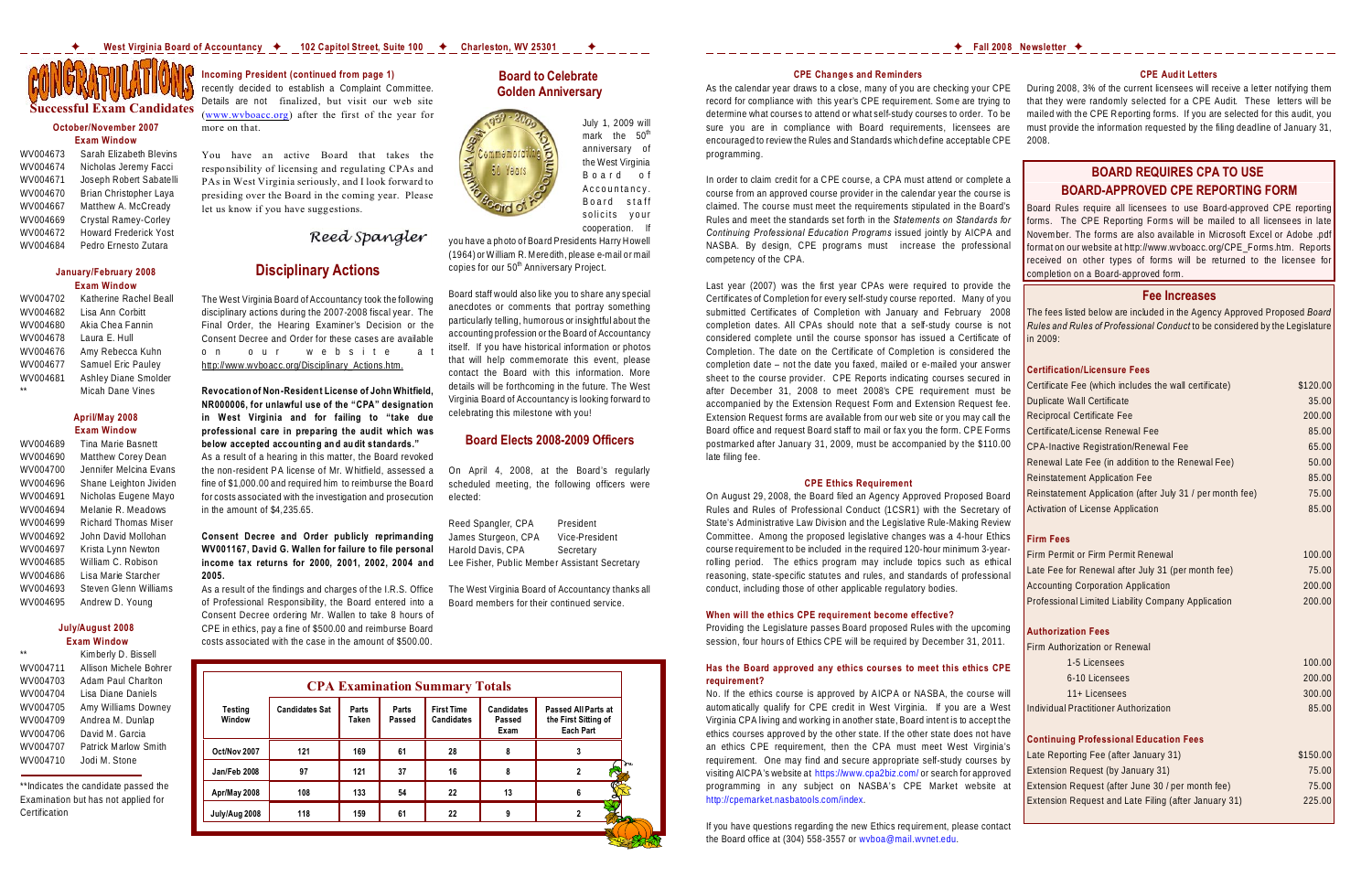## CONGRATULATIONS

### Successful Exam Candidates

#### October/November 2007 Exam Window

| | |
|---|---|
| WV004673 | Sarah Elizabeth Blevins |
| WV004674 | Nicholas Jeremy Facci |
| WV004671 | Joseph Robert Sabatelli |
| WV004670 | Brian Christopher Laya |
| WV004667 | Matthew A. McCready |
| WV004669 | Crystal Ramey-Corley |
| WV004672 | Howard Frederick Yost |
| WV004684 | Pedro Ernesto Zutara |

#### January/February 2008 Exam Window

| | |
|---|---|
| WV004702 | Katherine Rachel Beall |
| WV004682 | Lisa Ann Corbitt |
| WV004680 | Akia Chea Fannin |
| WV004678 | Laura E. Hull |
| WV004676 | Amy Rebecca Kuhn |
| WV004677 | Samuel Eric Pauley |
| WV004681 | Ashley Diane Smolder |
| ** | Micah Dane Vines |

#### April/May 2008 Exam Window

| | |
|---|---|
| WV004689 | Tina Marie Basnett |
| WV004690 | Matthew Corey Dean |
| WV004700 | Jennifer Melcina Evans |
| WV004696 | Shane Leighton Jividen |
| WV004691 | Nicholas Eugene Mayo |
| WV004694 | Melanie R. Meadows |
| WV004699 | Richard Thomas Miser |
| WV004692 | John David Mollohan |
| WV004697 | Krista Lynn Newton |
| WV004685 | William C. Robison |
| WV004686 | Lisa Marie Starcher |
| WV004693 | Steven Glenn Williams |
| WV004695 | Andrew D. Young |

#### July/August 2008 Exam Window

| | |
|---|---|
| ** | Kimberly D. Bissell |
| WV004711 | Allison Michele Bohrer |
| WV004703 | Adam Paul Charlton |
| WV004704 | Lisa Diane Daniels |
| WV004705 | Amy Williams Downey |
| WV004709 | Andrea M. Dunlap |
| WV004706 | David M. Garcia |
| WV004707 | Patrick Marlow Smith |
| WV004710 | Jodi M. Stone |

**Indicates the candidate passed the Examination but has not applied for Certification

### Incoming President (continued from page 1)

recently decided to establish a Complaint Committee. Details are not finalized, but visit our web site (www.wvboacc.org) after the first of the year for more on that.

You have an active Board that takes the responsibility of licensing and regulating CPAs and PAs in West Virginia seriously, and I look forward to presiding over the Board in the coming year. Please let us know if you have suggestions.

*Reed Spangler*

## Disciplinary Actions

The West Virginia Board of Accountancy took the following disciplinary actions during the 2007-2008 fiscal year. The Final Order, the Hearing Examiner's Decision or the Consent Decree and Order for these cases are available on our website at http://www.wvboacc.org/Disciplinary_Actions.htm.

**Revocation of Non-Resident License of John Whitfield, NR000006, for unlawful use of the "CPA" designation in West Virginia and for failing to "take due professional care in preparing the audit which was below accepted accounting and audit standards."**

As a result of a hearing in this matter, the Board revoked the non-resident PA license of Mr. Whitfield, assessed a fine of $1,000.00 and required him to reimburse the Board for costs associated with the investigation and prosecution in the amount of $4,235.65.

**Consent Decree and Order publicly reprimanding WV001167, David G. Wallen for failure to file personal income tax returns for 2000, 2001, 2002, 2004 and 2005.**

As a result of the findings and charges of the I.R.S. Office of Professional Responsibility, the Board entered into a Consent Decree ordering Mr. Wallen to take 8 hours of CPE in ethics, pay a fine of $500.00 and reimburse Board costs associated with the case in the amount of $500.00.

## Board to Celebrate Golden Anniversary

July 1, 2009 will mark the 50th anniversary of the West Virginia Board of Accountancy. Board staff solicits your cooperation. If you have a photo of Board Presidents Harry Howell (1964) or William R. Meredith, please e-mail or mail copies for our 50th Anniversary Project.

Board staff would also like you to share any special anecdotes or comments that portray something particularly telling, humorous or insightful about the accounting profession or the Board of Accountancy itself. If you have historical information or photos that will help commemorate this event, please contact the Board with this information. More details will be forthcoming in the future. The West Virginia Board of Accountancy is looking forward to celebrating this milestone with you!

## Board Elects 2008-2009 Officers

On April 4, 2008, at the Board's regularly scheduled meeting, the following officers were elected:

| | |
|---|---|
| Reed Spangler, CPA | President |
| James Sturgeon, CPA | Vice-President |
| Harold Davis, CPA | Secretary |
| Lee Fisher, Public Member | Assistant Secretary |

The West Virginia Board of Accountancy thanks all Board members for their continued service.

### CPA Examination Summary Totals

| Testing Window | Candidates Sat | Parts Taken | Parts Passed | First Time Candidates | Candidates Passed Exam | Passed All Parts at the First Sitting of Each Part |
|---|---|---|---|---|---|---|
| Oct/Nov 2007 | 121 | 169 | 61 | 28 | 8 | 3 |
| Jan/Feb 2008 | 97 | 121 | 37 | 16 | 8 | 2 |
| Apr/May 2008 | 108 | 133 | 54 | 22 | 13 | 6 |
| July/Aug 2008 | 118 | 159 | 61 | 22 | 9 | 2 |

### CPE Changes and Reminders

As the calendar year draws to a close, many of you are checking your CPE record for compliance with this year's CPE requirement. Some are trying to determine what courses to attend or what self-study courses to order. To be sure you are in compliance with Board requirements, licensees are encouraged to review the Rules and Standards which define acceptable CPE programming.

In order to claim credit for a CPE course, a CPA must attend or complete a course from an approved course provider in the calendar year the course is claimed. The course must meet the requirements stipulated in the Board's Rules and meet the standards set forth in the *Statements on Standards for Continuing Professional Education Programs* issued jointly by AICPA and NASBA. By design, CPE programs must increase the professional competency of the CPA.

Last year (2007) was the first year CPAs were required to provide the Certificates of Completion for every self-study course reported. Many of you submitted Certificates of Completion with January and February 2008 completion dates. All CPAs should note that a self-study course is not considered complete until the course sponsor has issued a Certificate of Completion. The date on the Certificate of Completion is considered the completion date – not the date you faxed, mailed or e-mailed your answer sheet to the course provider. CPE Reports indicating courses secured in after December 31, 2008 to meet 2008's CPE requirement must be accompanied by the Extension Request Form and Extension Request fee. Extension Request forms are available from our web site or you may call the Board office and request Board staff to mail or fax you the form. CPE Forms postmarked after January 31, 2009, must be accompanied by the $110.00 late filing fee.

### CPE Ethics Requirement

On August 29, 2008, the Board filed an Agency Approved Proposed Board Rules and Rules of Professional Conduct (1CSR1) with the Secretary of State's Administrative Law Division and the Legislative Rule-Making Review Committee. Among the proposed legislative changes was a 4-hour Ethics course requirement to be included in the required 120-hour minimum 3-year-rolling period. The ethics program may include topics such as ethical reasoning, state-specific statutes and rules, and standards of professional conduct, including those of other applicable regulatory bodies.

#### When will the ethics CPE requirement become effective?

Providing the Legislature passes Board proposed Rules with the upcoming session, four hours of Ethics CPE will be required by December 31, 2011.

#### Has the Board approved any ethics courses to meet this ethics CPE requirement?

No. If the ethics course is approved by AICPA or NASBA, the course will automatically qualify for CPE credit in West Virginia. If you are a West Virginia CPA living and working in another state, Board intent is to accept the ethics courses approved by the other state. If the other state does not have an ethics CPE requirement, then the CPA must meet West Virginia's requirement. One may find and secure appropriate self-study courses by visiting AICPA's website at https://www.cpa2biz.com/ or search for approved programming in any subject on NASBA's CPE Market website at http://cpemarket.nasbatools.com/index.

If you have questions regarding the new Ethics requirement, please contact the Board office at (304) 558-3557 or wvboa@mail.wvnet.edu.

### CPE Audit Letters

During 2008, 3% of the current licensees will receive a letter notifying them that they were randomly selected for a CPE Audit. These letters will be mailed with the CPE Reporting forms. If you are selected for this audit, you must provide the information requested by the filing deadline of January 31, 2008.

## BOARD REQUIRES CPA TO USE BOARD-APPROVED CPE REPORTING FORM

Board Rules require all licensees to use Board-approved CPE reporting forms. The CPE Reporting Forms will be mailed to all licensees in late November. The forms are also available in Microsoft Excel or Adobe .pdf format on our website at http://www.wvboacc.org/CPE_Forms.htm. Reports received on other types of forms will be returned to the licensee for completion on a Board-approved form.

## Fee Increases

The fees listed below are included in the Agency Approved Proposed *Board Rules and Rules of Professional Conduct* to be considered by the Legislature in 2009:

#### Certification/Licensure Fees

| | |
|---|---|
| Certificate Fee (which includes the wall certificate) | $120.00 |
| Duplicate Wall Certificate | 35.00 |
| Reciprocal Certificate Fee | 200.00 |
| Certificate/License Renewal Fee | 85.00 |
| CPA-Inactive Registration/Renewal Fee | 65.00 |
| Renewal Late Fee (in addition to the Renewal Fee) | 50.00 |
| Reinstatement Application Fee | 85.00 |
| Reinstatement Application (after July 31 / per month fee) | 75.00 |
| Activation of License Application | 85.00 |

#### Firm Fees

| | |
|---|---|
| Firm Permit or Firm Permit Renewal | 100.00 |
| Late Fee for Renewal after July 31 (per month fee) | 75.00 |
| Accounting Corporation Application | 200.00 |
| Professional Limited Liability Company Application | 200.00 |

#### Authorization Fees

| | |
|---|---|
| Firm Authorization or Renewal | |
| 1-5 Licensees | 100.00 |
| 6-10 Licensees | 200.00 |
| 11+ Licensees | 300.00 |
| Individual Practitioner Authorization | 85.00 |

#### Continuing Professional Education Fees

| | |
|---|---|
| Late Reporting Fee (after January 31) | $150.00 |
| Extension Request (by January 31) | 75.00 |
| Extension Request (after June 30 / per month fee) | 75.00 |
| Extension Request and Late Filing (after January 31) | 225.00 |